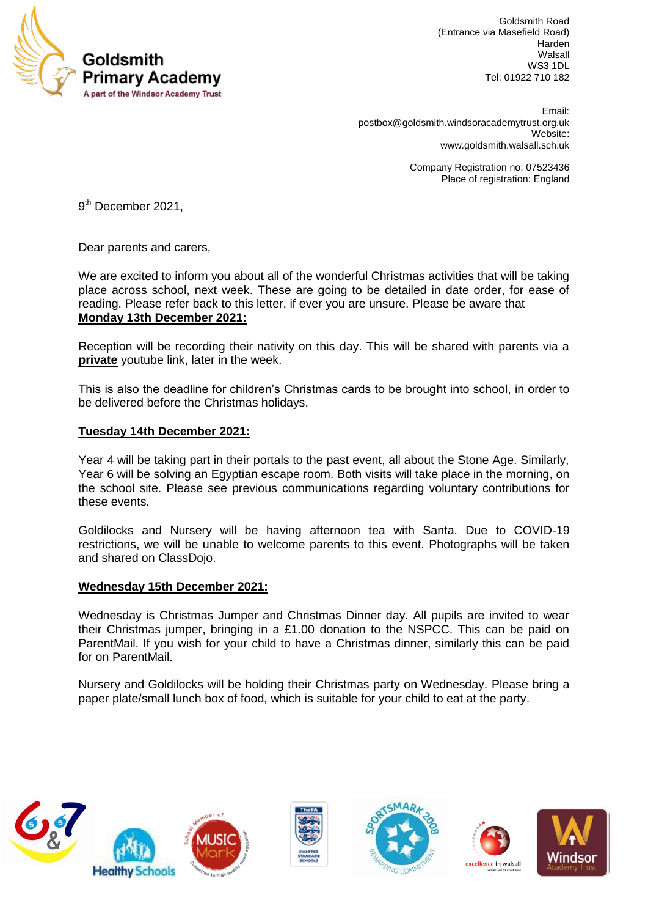**Goldsmith Primary Academy**
A part of the Windsor Academy Trust

Goldsmith Road
(Entrance via Masefield Road)
Harden
Walsall
WS3 1DL
Tel: 01922 710 182

Email:
postbox@goldsmith.windsoracademytrust.org.uk
Website:
www.goldsmith.walsall.sch.uk

Company Registration no: 07523436
Place of registration: England

9th December 2021,

Dear parents and carers,

We are excited to inform you about all of the wonderful Christmas activities that will be taking place across school, next week. These are going to be detailed in date order, for ease of reading. Please refer back to this letter, if ever you are unsure. Please be aware that

**Monday 13th December 2021:**

Reception will be recording their nativity on this day. This will be shared with parents via a **private** youtube link, later in the week.

This is also the deadline for children's Christmas cards to be brought into school, in order to be delivered before the Christmas holidays.

**Tuesday 14th December 2021:**

Year 4 will be taking part in their portals to the past event, all about the Stone Age. Similarly, Year 6 will be solving an Egyptian escape room. Both visits will take place in the morning, on the school site. Please see previous communications regarding voluntary contributions for these events.

Goldilocks and Nursery will be having afternoon tea with Santa. Due to COVID-19 restrictions, we will be unable to welcome parents to this event. Photographs will be taken and shared on ClassDojo.

**Wednesday 15th December 2021:**

Wednesday is Christmas Jumper and Christmas Dinner day. All pupils are invited to wear their Christmas jumper, bringing in a £1.00 donation to the NSPCC. This can be paid on ParentMail. If you wish for your child to have a Christmas dinner, similarly this can be paid for on ParentMail.

Nursery and Goldilocks will be holding their Christmas party on Wednesday. Please bring a paper plate/small lunch box of food, which is suitable for your child to eat at the party.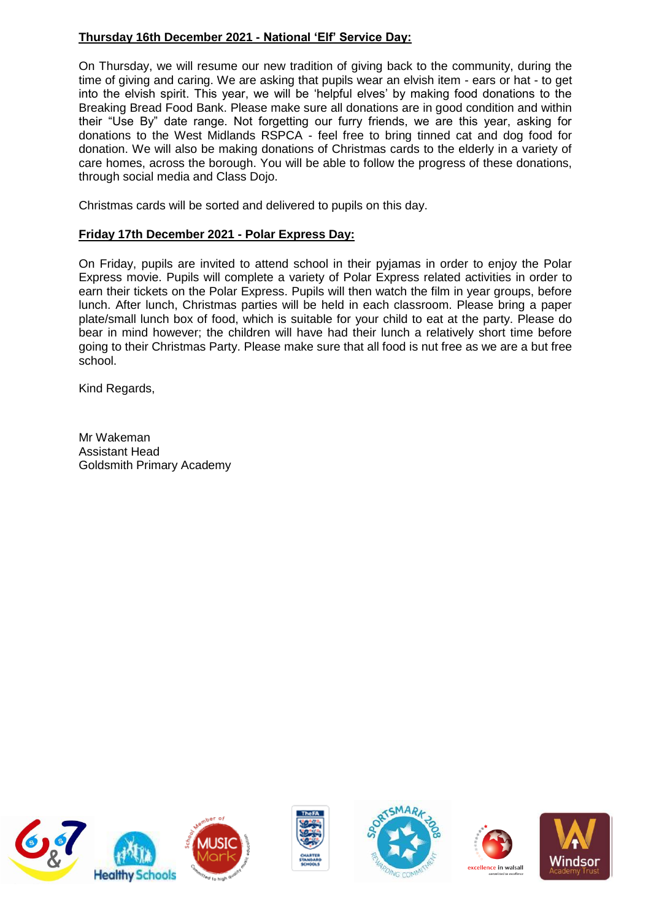**Thursday 16th December 2021 - National 'Elf' Service Day:**

On Thursday, we will resume our new tradition of giving back to the community, during the time of giving and caring. We are asking that pupils wear an elvish item - ears or hat - to get into the elvish spirit. This year, we will be 'helpful elves' by making food donations to the Breaking Bread Food Bank. Please make sure all donations are in good condition and within their "Use By" date range. Not forgetting our furry friends, we are this year, asking for donations to the West Midlands RSPCA - feel free to bring tinned cat and dog food for donation. We will also be making donations of Christmas cards to the elderly in a variety of care homes, across the borough. You will be able to follow the progress of these donations, through social media and Class Dojo.

Christmas cards will be sorted and delivered to pupils on this day.

**Friday 17th December 2021 - Polar Express Day:**

On Friday, pupils are invited to attend school in their pyjamas in order to enjoy the Polar Express movie. Pupils will complete a variety of Polar Express related activities in order to earn their tickets on the Polar Express. Pupils will then watch the film in year groups, before lunch. After lunch, Christmas parties will be held in each classroom. Please bring a paper plate/small lunch box of food, which is suitable for your child to eat at the party. Please do bear in mind however; the children will have had their lunch a relatively short time before going to their Christmas Party. Please make sure that all food is nut free as we are a but free school.

Kind Regards,

Mr Wakeman
Assistant Head
Goldsmith Primary Academy